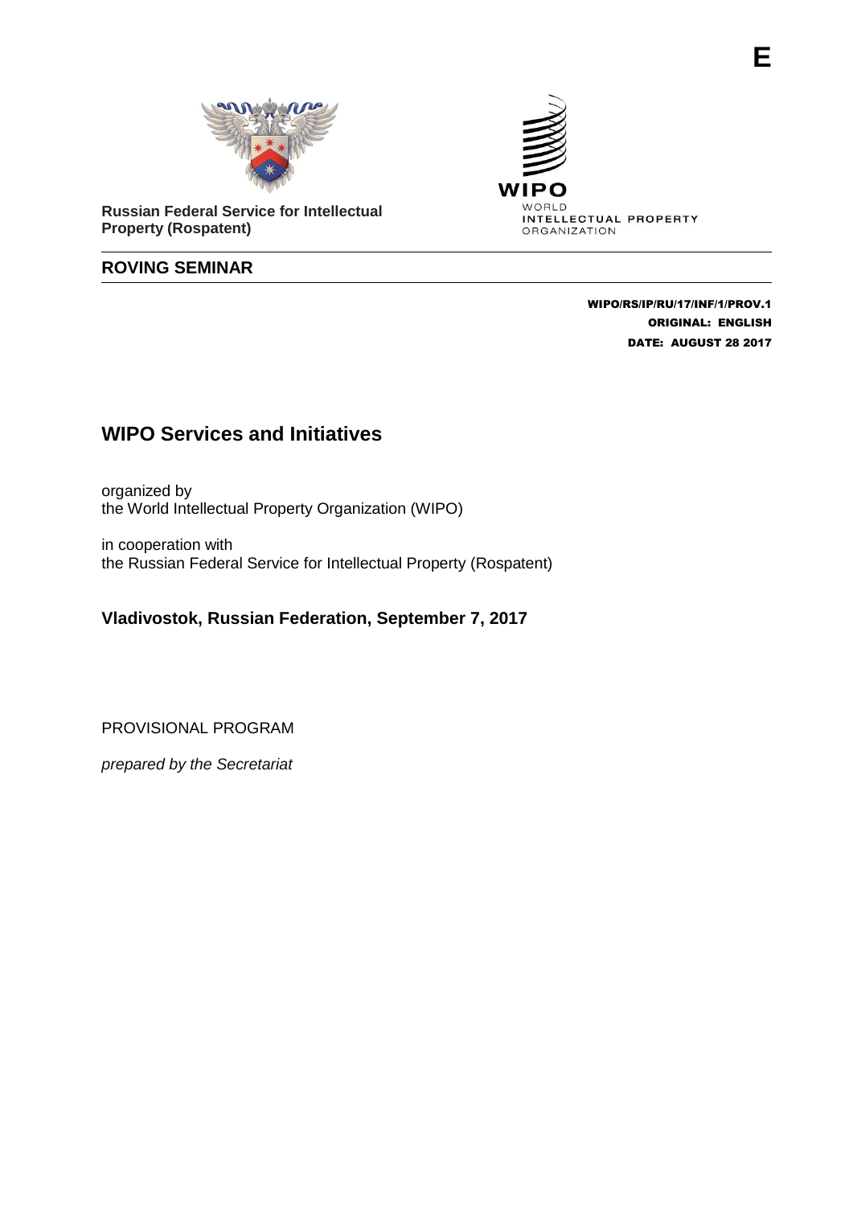E

**Russian Federal Service for Intellectual Property (Rospatent)**

WIPO
WORLD
INTELLECTUAL PROPERTY
ORGANIZATION

**ROVING SEMINAR**

**WIPO/RS/IP/RU/17/INF/1/PROV.1**
**ORIGINAL: ENGLISH**
**DATE: AUGUST 28 2017**

# WIPO Services and Initiatives

organized by
the World Intellectual Property Organization (WIPO)

in cooperation with
the Russian Federal Service for Intellectual Property (Rospatent)

## Vladivostok, Russian Federation, September 7, 2017

PROVISIONAL PROGRAM

*prepared by the Secretariat*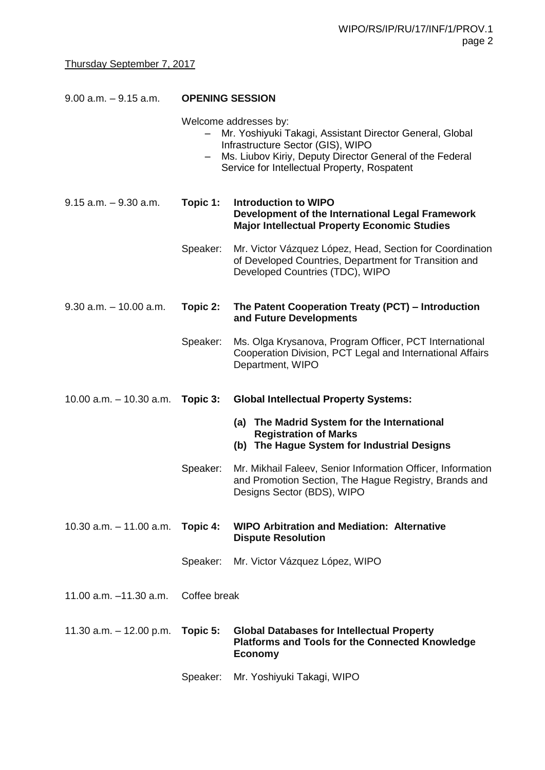Thursday September 7, 2017

| | | |
|---|---|---|
| 9.00 a.m. – 9.15 a.m. | **OPENING SESSION** | |
| | Welcome addresses by:<br>– Mr. Yoshiyuki Takagi, Assistant Director General, Global Infrastructure Sector (GIS), WIPO<br>– Ms. Liubov Kiriy, Deputy Director General of the Federal Service for Intellectual Property, Rospatent | |
| 9.15 a.m. – 9.30 a.m. | **Topic 1:** | **Introduction to WIPO<br>Development of the International Legal Framework<br>Major Intellectual Property Economic Studies** |
| | Speaker: | Mr. Victor Vázquez López, Head, Section for Coordination of Developed Countries, Department for Transition and Developed Countries (TDC), WIPO |
| 9.30 a.m. – 10.00 a.m. | **Topic 2:** | **The Patent Cooperation Treaty (PCT) – Introduction and Future Developments** |
| | Speaker: | Ms. Olga Krysanova, Program Officer, PCT International Cooperation Division, PCT Legal and International Affairs Department, WIPO |
| 10.00 a.m. – 10.30 a.m. | **Topic 3:** | **Global Intellectual Property Systems:**<br>**(a) The Madrid System for the International Registration of Marks**<br>**(b) The Hague System for Industrial Designs** |
| | Speaker: | Mr. Mikhail Faleev, Senior Information Officer, Information and Promotion Section, The Hague Registry, Brands and Designs Sector (BDS), WIPO |
| 10.30 a.m. – 11.00 a.m. | **Topic 4:** | **WIPO Arbitration and Mediation: Alternative Dispute Resolution** |
| | Speaker: | Mr. Victor Vázquez López, WIPO |
| 11.00 a.m. –11.30 a.m. | Coffee break | |
| 11.30 a.m. – 12.00 p.m. | **Topic 5:** | **Global Databases for Intellectual Property<br>Platforms and Tools for the Connected Knowledge Economy** |
| | Speaker: | Mr. Yoshiyuki Takagi, WIPO |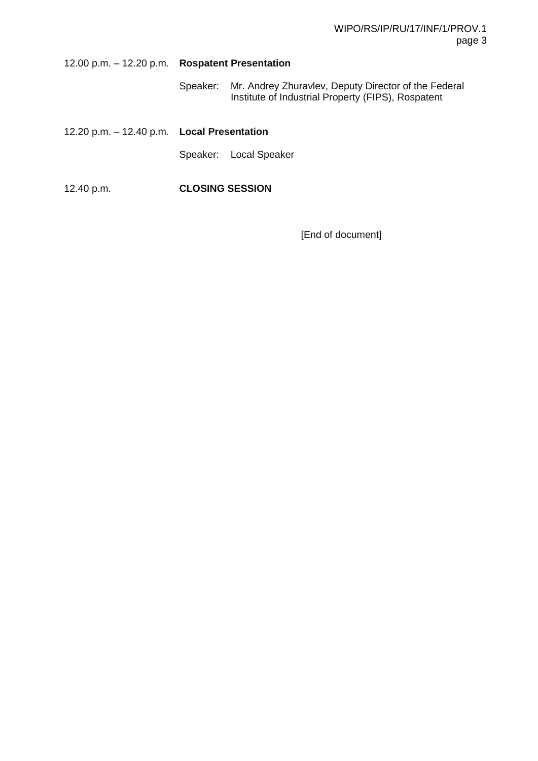12.00 p.m. – 12.20 p.m. **Rospatent Presentation**

Speaker: Mr. Andrey Zhuravlev, Deputy Director of the Federal Institute of Industrial Property (FIPS), Rospatent

12.20 p.m. – 12.40 p.m. **Local Presentation**

Speaker: Local Speaker

12.40 p.m. **CLOSING SESSION**

[End of document]